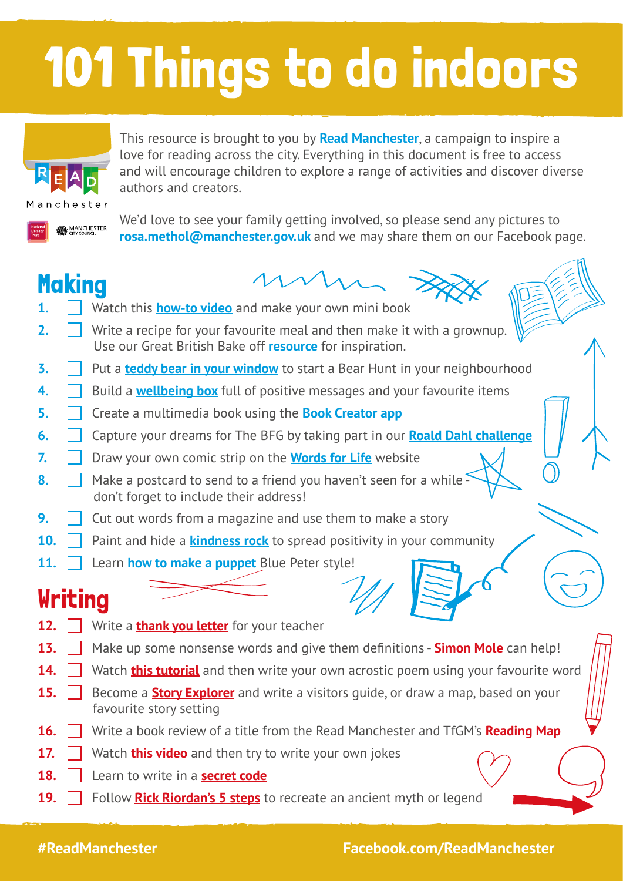# 101 Things to do indoors

This resource is brought to you by **Read Manchester**, a campaign to inspire a love for reading across the city. Everything in this document is free to access and will encourage children to explore a range of activities and discover diverse authors and creators.

We'd love to see your family getting involved, so please send any pictures to **rosa.methol@manchester.gov.uk** and we may share them on our Facebook page.

## Making

1. ☐ Watch this **how-to video** and make your own mini book
2. ☐ Write a recipe for your favourite meal and then make it with a grownup. Use our Great British Bake off **resource** for inspiration.
3. ☐ Put a **teddy bear in your window** to start a Bear Hunt in your neighbourhood
4. ☐ Build a **wellbeing box** full of positive messages and your favourite items
5. ☐ Create a multimedia book using the **Book Creator app**
6. ☐ Capture your dreams for The BFG by taking part in our **Roald Dahl challenge**
7. ☐ Draw your own comic strip on the **Words for Life** website
8. ☐ Make a postcard to send to a friend you haven't seen for a while - don't forget to include their address!
9. ☐ Cut out words from a magazine and use them to make a story
10. ☐ Paint and hide a **kindness rock** to spread positivity in your community
11. ☐ Learn **how to make a puppet** Blue Peter style!

## Writing

12. ☐ Write a **thank you letter** for your teacher
13. ☐ Make up some nonsense words and give them definitions - **Simon Mole** can help!
14. ☐ Watch **this tutorial** and then write your own acrostic poem using your favourite word
15. ☐ Become a **Story Explorer** and write a visitors guide, or draw a map, based on your favourite story setting
16. ☐ Write a book review of a title from the Read Manchester and TfGM's **Reading Map**
17. ☐ Watch **this video** and then try to write your own jokes
18. ☐ Learn to write in a **secret code**
19. ☐ Follow **Rick Riordan's 5 steps** to recreate an ancient myth or legend

#ReadManchester | Facebook.com/ReadManchester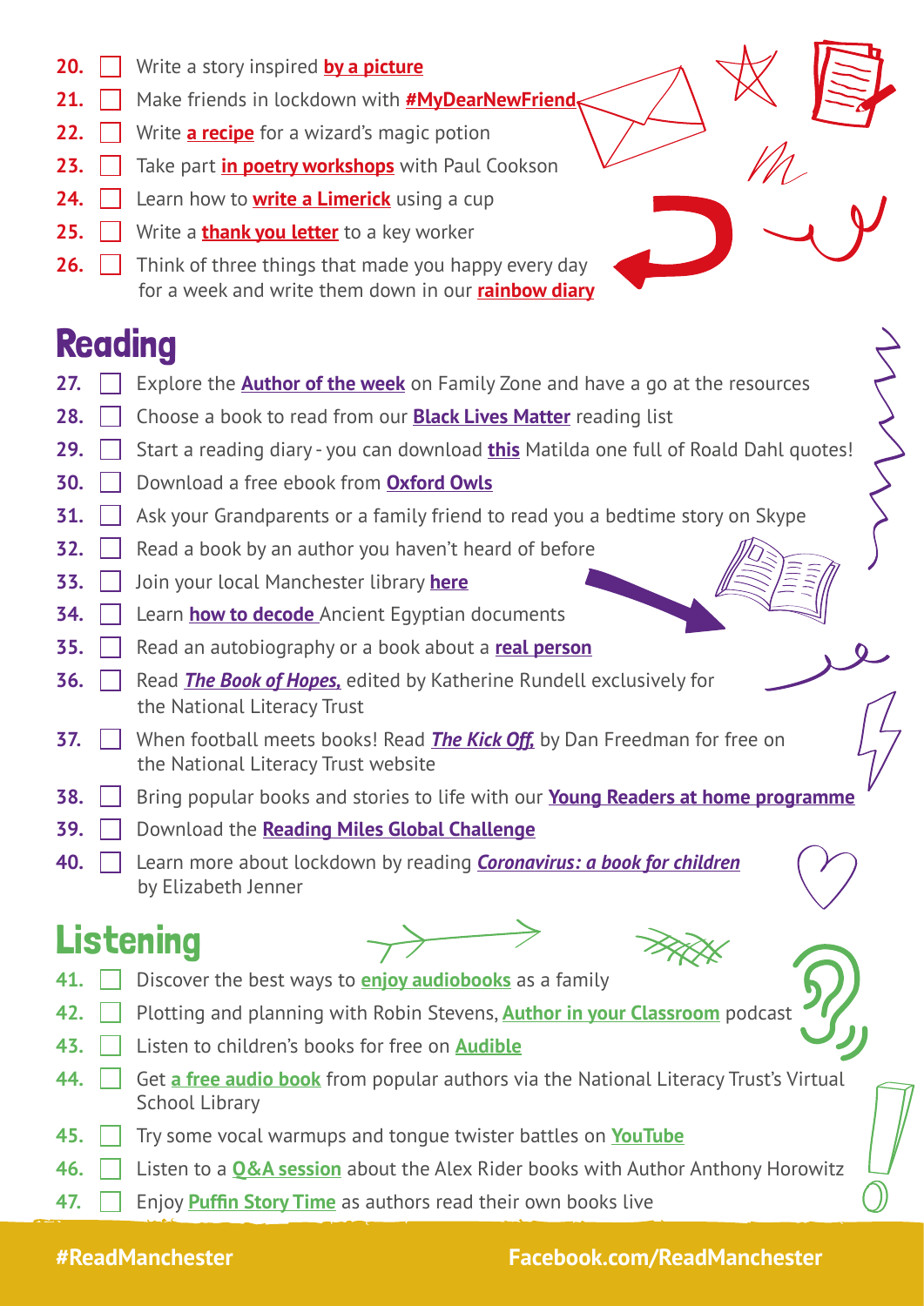20. ☐ Write a story inspired **by a picture**
21. ☐ Make friends in lockdown with **#MyDearNewFriend**
22. ☐ Write **a recipe** for a wizard's magic potion
23. ☐ Take part **in poetry workshops** with Paul Cookson
24. ☐ Learn how to **write a Limerick** using a cup
25. ☐ Write a **thank you letter** to a key worker
26. ☐ Think of three things that made you happy every day for a week and write them down in our **rainbow diary**

## Reading

27. ☐ Explore the **Author of the week** on Family Zone and have a go at the resources
28. ☐ Choose a book to read from our **Black Lives Matter** reading list
29. ☐ Start a reading diary - you can download **this** Matilda one full of Roald Dahl quotes!
30. ☐ Download a free ebook from **Oxford Owls**
31. ☐ Ask your Grandparents or a family friend to read you a bedtime story on Skype
32. ☐ Read a book by an author you haven't heard of before
33. ☐ Join your local Manchester library **here**
34. ☐ Learn **how to decode** Ancient Egyptian documents
35. ☐ Read an autobiography or a book about a **real person**
36. ☐ Read ***The Book of Hopes,*** edited by Katherine Rundell exclusively for the National Literacy Trust
37. ☐ When football meets books! Read ***The Kick Off,*** by Dan Freedman for free on the National Literacy Trust website
38. ☐ Bring popular books and stories to life with our **Young Readers at home programme**
39. ☐ Download the **Reading Miles Global Challenge**
40. ☐ Learn more about lockdown by reading ***Coronavirus: a book for children*** by Elizabeth Jenner

## Listening

41. ☐ Discover the best ways to **enjoy audiobooks** as a family
42. ☐ Plotting and planning with Robin Stevens, **Author in your Classroom** podcast
43. ☐ Listen to children's books for free on **Audible**
44. ☐ Get **a free audio book** from popular authors via the National Literacy Trust's Virtual School Library
45. ☐ Try some vocal warmups and tongue twister battles on **YouTube**
46. ☐ Listen to a **Q&A session** about the Alex Rider books with Author Anthony Horowitz
47. ☐ Enjoy **Puffin Story Time** as authors read their own books live

#ReadManchester Facebook.com/ReadManchester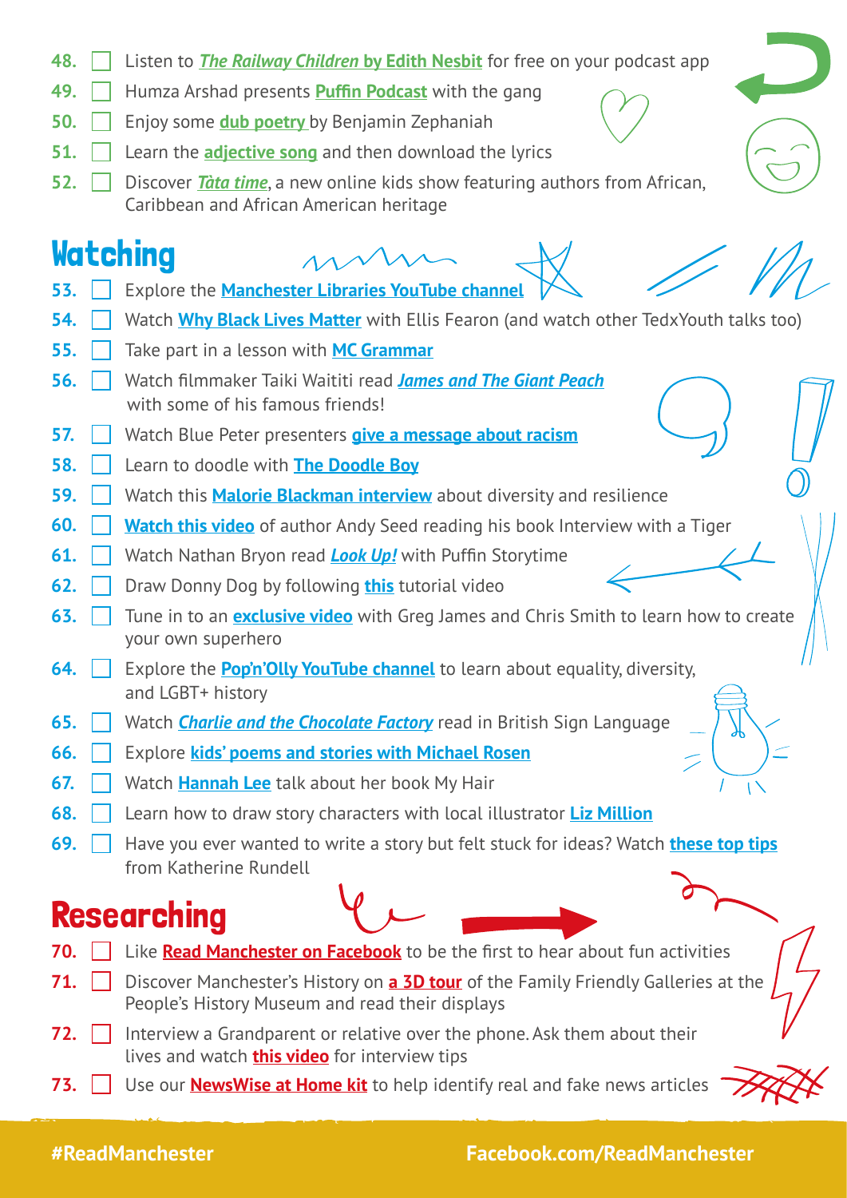48. ☐ Listen to ***The Railway Children* by Edith Nesbit** for free on your podcast app
49. ☐ Humza Arshad presents **Puffin Podcast** with the gang
50. ☐ Enjoy some **dub poetry** by Benjamin Zephaniah
51. ☐ Learn the **adjective song** and then download the lyrics
52. ☐ Discover ***Tàta time***, a new online kids show featuring authors from African, Caribbean and African American heritage

## Watching

53. ☐ Explore the **Manchester Libraries YouTube channel**
54. ☐ Watch **Why Black Lives Matter** with Ellis Fearon (and watch other TedxYouth talks too)
55. ☐ Take part in a lesson with **MC Grammar**
56. ☐ Watch filmmaker Taiki Waititi read ***James and The Giant Peach*** with some of his famous friends!
57. ☐ Watch Blue Peter presenters **give a message about racism**
58. ☐ Learn to doodle with **The Doodle Boy**
59. ☐ Watch this **Malorie Blackman interview** about diversity and resilience
60. ☐ **Watch this video** of author Andy Seed reading his book Interview with a Tiger
61. ☐ Watch Nathan Bryon read ***Look Up!*** with Puffin Storytime
62. ☐ Draw Donny Dog by following **this** tutorial video
63. ☐ Tune in to an **exclusive video** with Greg James and Chris Smith to learn how to create your own superhero
64. ☐ Explore the **Pop'n'Olly YouTube channel** to learn about equality, diversity, and LGBT+ history
65. ☐ Watch ***Charlie and the Chocolate Factory*** read in British Sign Language
66. ☐ Explore **kids' poems and stories with Michael Rosen**
67. ☐ Watch **Hannah Lee** talk about her book My Hair
68. ☐ Learn how to draw story characters with local illustrator **Liz Million**
69. ☐ Have you ever wanted to write a story but felt stuck for ideas? Watch **these top tips** from Katherine Rundell

## Researching

70. ☐ Like **Read Manchester on Facebook** to be the first to hear about fun activities
71. ☐ Discover Manchester's History on **a 3D tour** of the Family Friendly Galleries at the People's History Museum and read their displays
72. ☐ Interview a Grandparent or relative over the phone. Ask them about their lives and watch **this video** for interview tips
73. ☐ Use our **NewsWise at Home kit** to help identify real and fake news articles

**#ReadManchester** **Facebook.com/ReadManchester**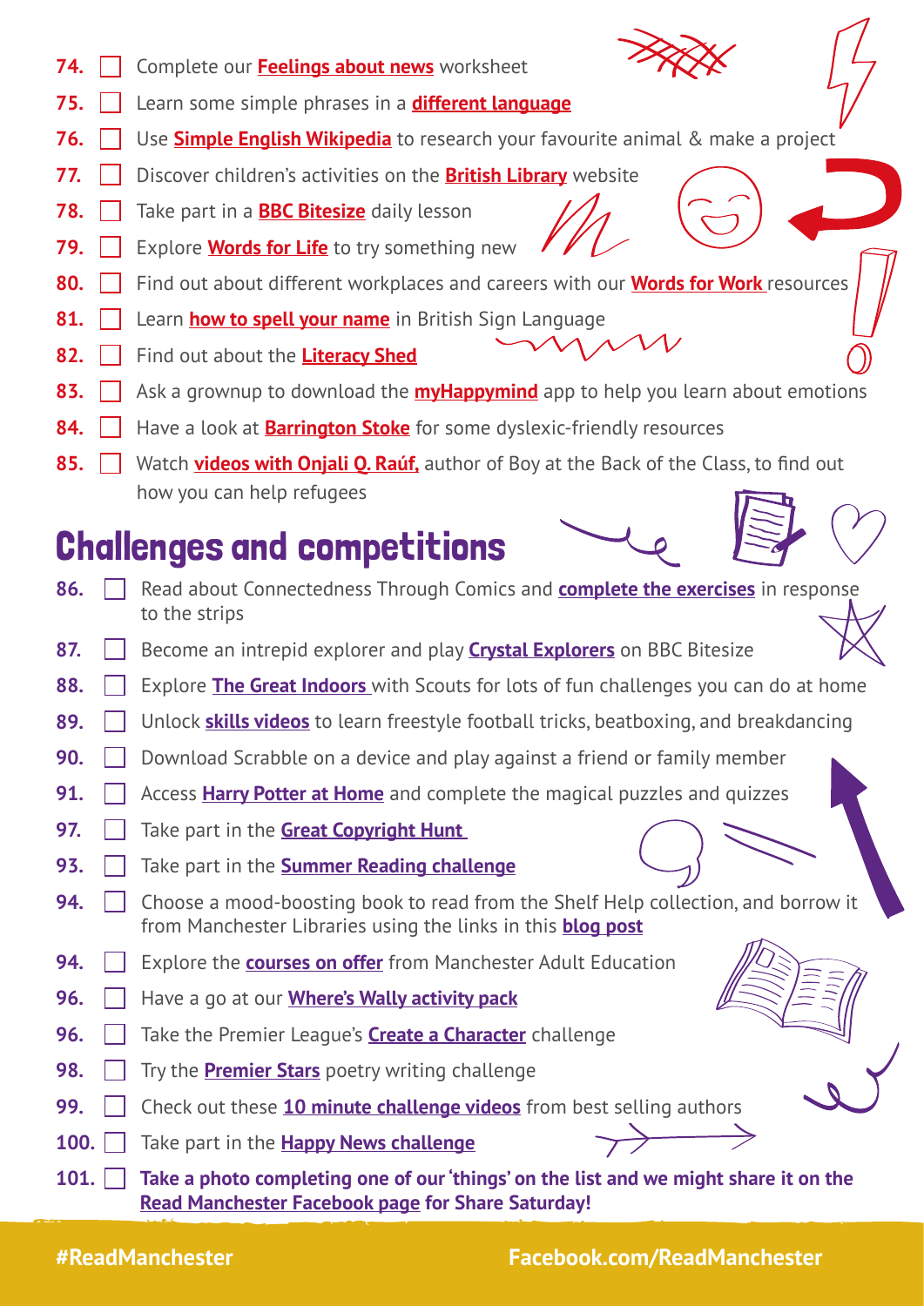74. ☐ Complete our **Feelings about news** worksheet
75. ☐ Learn some simple phrases in a **different language**
76. ☐ Use **Simple English Wikipedia** to research your favourite animal & make a project
77. ☐ Discover children's activities on the **British Library** website
78. ☐ Take part in a **BBC Bitesize** daily lesson
79. ☐ Explore **Words for Life** to try something new
80. ☐ Find out about different workplaces and careers with our **Words for Work** resources
81. ☐ Learn **how to spell your name** in British Sign Language
82. ☐ Find out about the **Literacy Shed**
83. ☐ Ask a grownup to download the **myHappymind** app to help you learn about emotions
84. ☐ Have a look at **Barrington Stoke** for some dyslexic-friendly resources
85. ☐ Watch **videos with Onjali Q. Raúf,** author of Boy at the Back of the Class, to find out how you can help refugees

## Challenges and competitions

86. ☐ Read about Connectedness Through Comics and **complete the exercises** in response to the strips
87. ☐ Become an intrepid explorer and play **Crystal Explorers** on BBC Bitesize
88. ☐ Explore **The Great Indoors** with Scouts for lots of fun challenges you can do at home
89. ☐ Unlock **skills videos** to learn freestyle football tricks, beatboxing, and breakdancing
90. ☐ Download Scrabble on a device and play against a friend or family member
91. ☐ Access **Harry Potter at Home** and complete the magical puzzles and quizzes
97. ☐ Take part in the **Great Copyright Hunt**
93. ☐ Take part in the **Summer Reading challenge**
94. ☐ Choose a mood-boosting book to read from the Shelf Help collection, and borrow it from Manchester Libraries using the links in this **blog post**
94. ☐ Explore the **courses on offer** from Manchester Adult Education
96. ☐ Have a go at our **Where's Wally activity pack**
96. ☐ Take the Premier League's **Create a Character** challenge
98. ☐ Try the **Premier Stars** poetry writing challenge
99. ☐ Check out these **10 minute challenge videos** from best selling authors
100. ☐ Take part in the **Happy News challenge**
101. ☐ **Take a photo completing one of our 'things' on the list and we might share it on the Read Manchester Facebook page for Share Saturday!**

**#ReadManchester** **Facebook.com/ReadManchester**